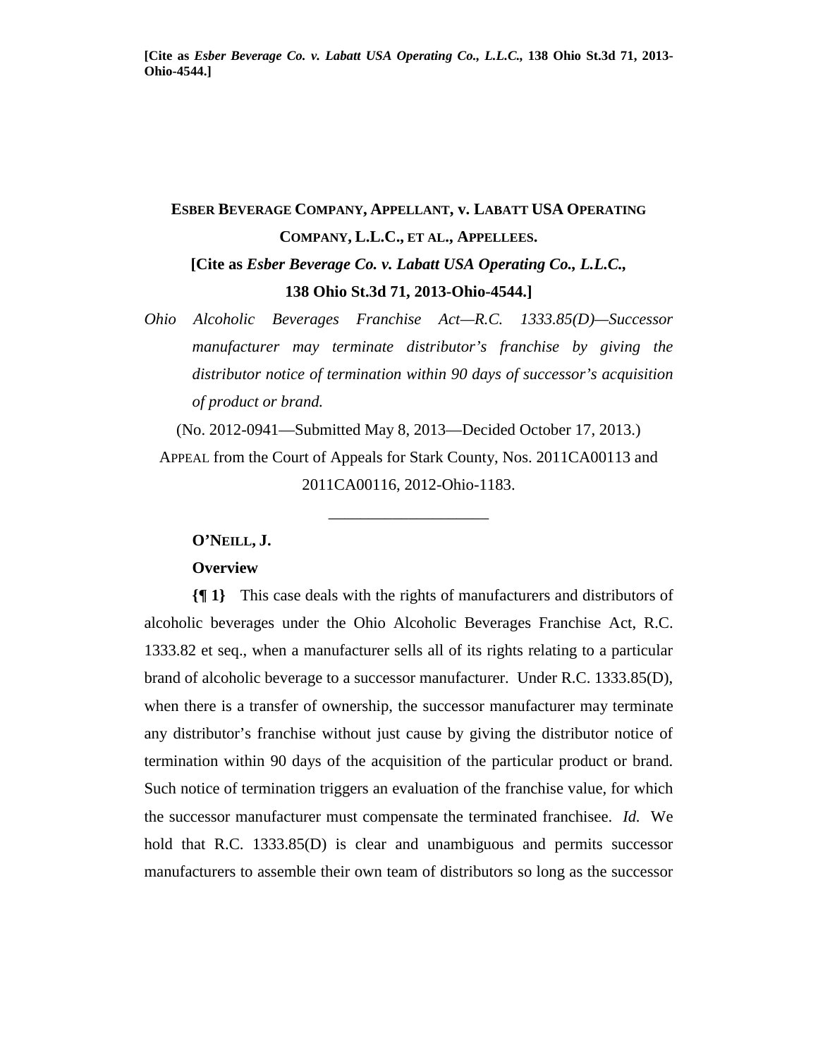**[Cite as *Esber Beverage Co. v. Labatt USA Operating Co., L.L.C.*, 138 Ohio St.3d 71, 2013-Ohio-4544.]**

# ESBER BEVERAGE COMPANY, APPELLANT, v. LABATT USA OPERATING COMPANY, L.L.C., ET AL., APPELLEES.

**[Cite as *Esber Beverage Co. v. Labatt USA Operating Co., L.L.C.*, 138 Ohio St.3d 71, 2013-Ohio-4544.]**

*Ohio Alcoholic Beverages Franchise Act—R.C. 1333.85(D)—Successor manufacturer may terminate distributor's franchise by giving the distributor notice of termination within 90 days of successor's acquisition of product or brand.*

(No. 2012-0941—Submitted May 8, 2013—Decided October 17, 2013.)

APPEAL from the Court of Appeals for Stark County, Nos. 2011CA00113 and 2011CA00116, 2012-Ohio-1183.

\_\_\_\_\_\_\_\_\_\_\_\_\_\_\_\_\_\_\_\_

**O'NEILL, J.**

**Overview**

**{¶ 1}** This case deals with the rights of manufacturers and distributors of alcoholic beverages under the Ohio Alcoholic Beverages Franchise Act, R.C. 1333.82 et seq., when a manufacturer sells all of its rights relating to a particular brand of alcoholic beverage to a successor manufacturer. Under R.C. 1333.85(D), when there is a transfer of ownership, the successor manufacturer may terminate any distributor's franchise without just cause by giving the distributor notice of termination within 90 days of the acquisition of the particular product or brand. Such notice of termination triggers an evaluation of the franchise value, for which the successor manufacturer must compensate the terminated franchisee. *Id.* We hold that R.C. 1333.85(D) is clear and unambiguous and permits successor manufacturers to assemble their own team of distributors so long as the successor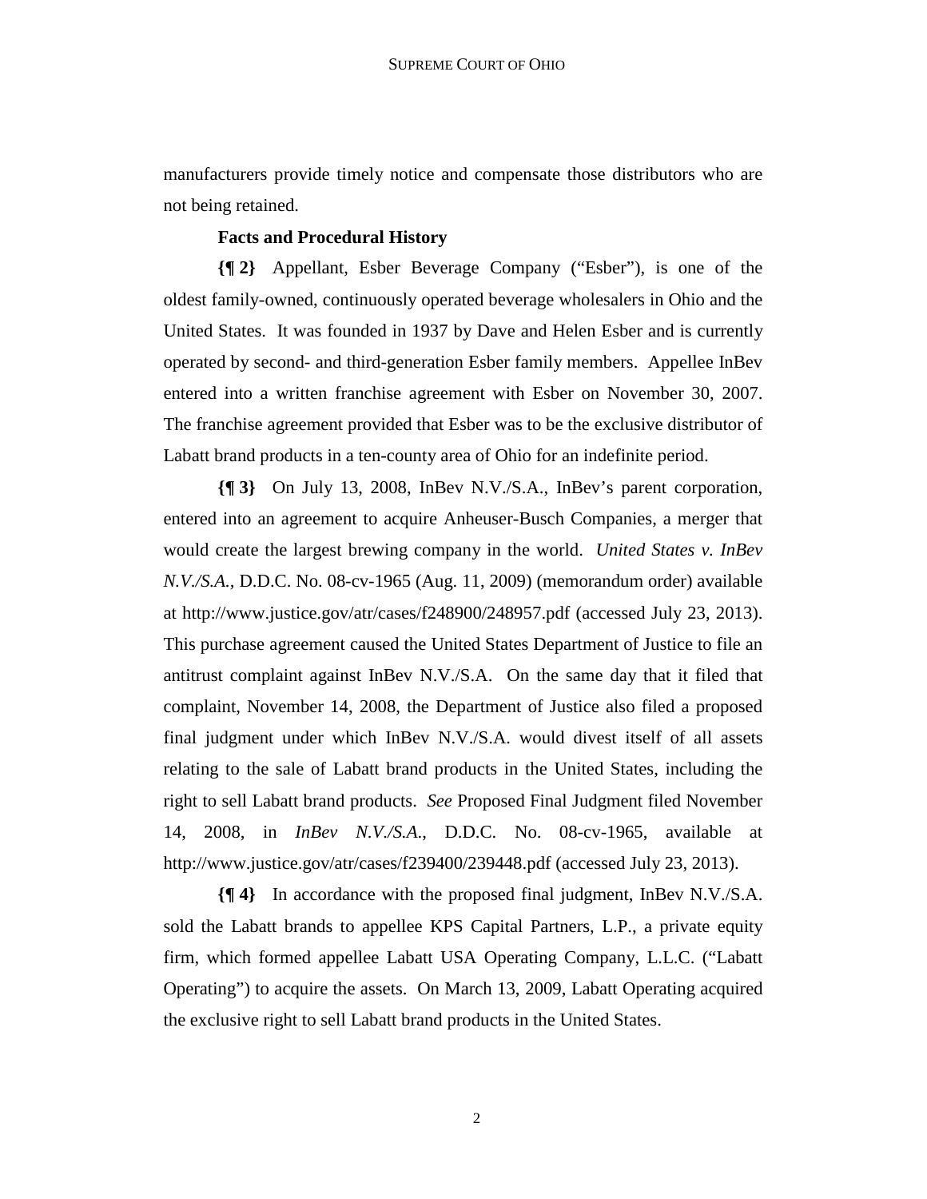manufacturers provide timely notice and compensate those distributors who are not being retained.

**Facts and Procedural History**

**{¶ 2}** Appellant, Esber Beverage Company ("Esber"), is one of the oldest family-owned, continuously operated beverage wholesalers in Ohio and the United States. It was founded in 1937 by Dave and Helen Esber and is currently operated by second- and third-generation Esber family members. Appellee InBev entered into a written franchise agreement with Esber on November 30, 2007. The franchise agreement provided that Esber was to be the exclusive distributor of Labatt brand products in a ten-county area of Ohio for an indefinite period.

**{¶ 3}** On July 13, 2008, InBev N.V./S.A., InBev's parent corporation, entered into an agreement to acquire Anheuser-Busch Companies, a merger that would create the largest brewing company in the world. *United States v. InBev N.V./S.A.*, D.D.C. No. 08-cv-1965 (Aug. 11, 2009) (memorandum order) available at http://www.justice.gov/atr/cases/f248900/248957.pdf (accessed July 23, 2013). This purchase agreement caused the United States Department of Justice to file an antitrust complaint against InBev N.V./S.A. On the same day that it filed that complaint, November 14, 2008, the Department of Justice also filed a proposed final judgment under which InBev N.V./S.A. would divest itself of all assets relating to the sale of Labatt brand products in the United States, including the right to sell Labatt brand products. *See* Proposed Final Judgment filed November 14, 2008, in *InBev N.V./S.A.*, D.D.C. No. 08-cv-1965, available at http://www.justice.gov/atr/cases/f239400/239448.pdf (accessed July 23, 2013).

**{¶ 4}** In accordance with the proposed final judgment, InBev N.V./S.A. sold the Labatt brands to appellee KPS Capital Partners, L.P., a private equity firm, which formed appellee Labatt USA Operating Company, L.L.C. ("Labatt Operating") to acquire the assets. On March 13, 2009, Labatt Operating acquired the exclusive right to sell Labatt brand products in the United States.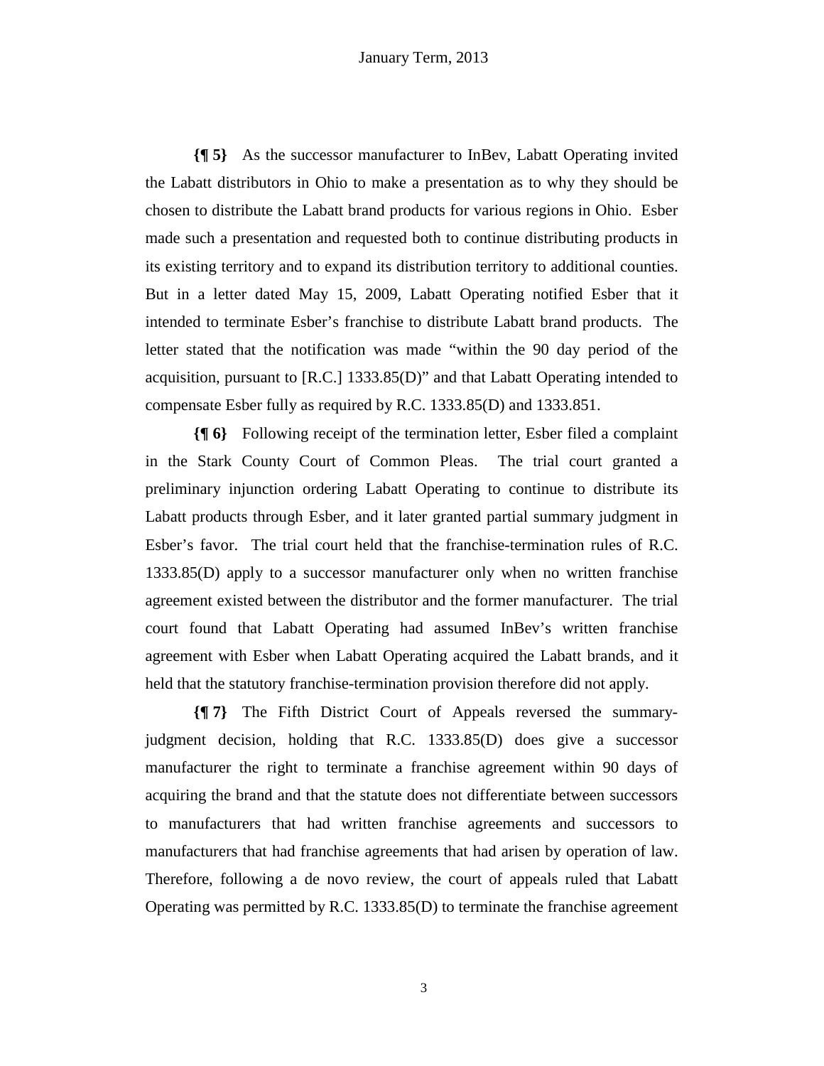**{¶ 5}** As the successor manufacturer to InBev, Labatt Operating invited the Labatt distributors in Ohio to make a presentation as to why they should be chosen to distribute the Labatt brand products for various regions in Ohio. Esber made such a presentation and requested both to continue distributing products in its existing territory and to expand its distribution territory to additional counties. But in a letter dated May 15, 2009, Labatt Operating notified Esber that it intended to terminate Esber's franchise to distribute Labatt brand products. The letter stated that the notification was made "within the 90 day period of the acquisition, pursuant to [R.C.] 1333.85(D)" and that Labatt Operating intended to compensate Esber fully as required by R.C. 1333.85(D) and 1333.851.

**{¶ 6}** Following receipt of the termination letter, Esber filed a complaint in the Stark County Court of Common Pleas. The trial court granted a preliminary injunction ordering Labatt Operating to continue to distribute its Labatt products through Esber, and it later granted partial summary judgment in Esber's favor. The trial court held that the franchise-termination rules of R.C. 1333.85(D) apply to a successor manufacturer only when no written franchise agreement existed between the distributor and the former manufacturer. The trial court found that Labatt Operating had assumed InBev's written franchise agreement with Esber when Labatt Operating acquired the Labatt brands, and it held that the statutory franchise-termination provision therefore did not apply.

**{¶ 7}** The Fifth District Court of Appeals reversed the summary-judgment decision, holding that R.C. 1333.85(D) does give a successor manufacturer the right to terminate a franchise agreement within 90 days of acquiring the brand and that the statute does not differentiate between successors to manufacturers that had written franchise agreements and successors to manufacturers that had franchise agreements that had arisen by operation of law. Therefore, following a de novo review, the court of appeals ruled that Labatt Operating was permitted by R.C. 1333.85(D) to terminate the franchise agreement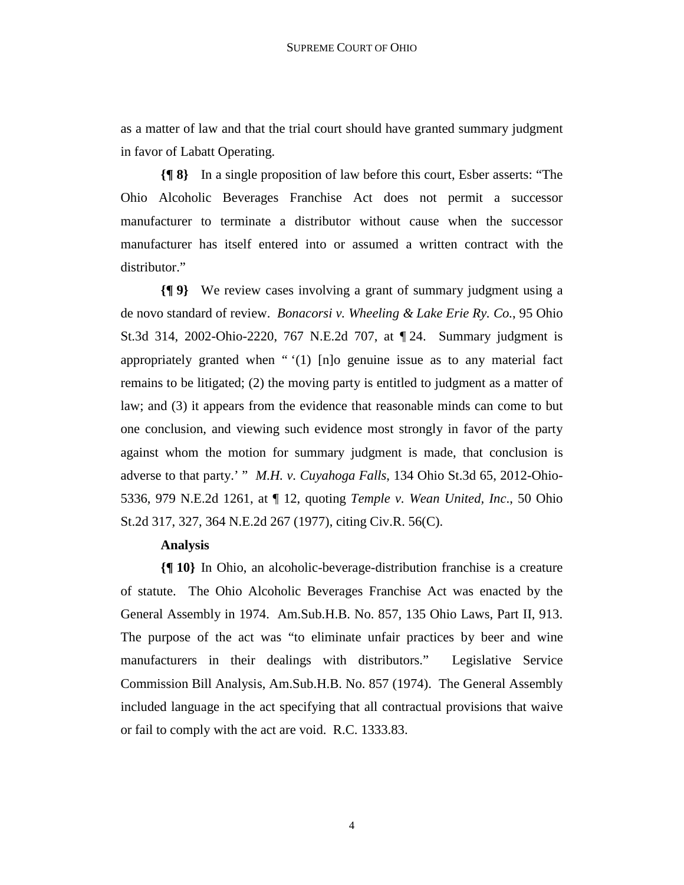as a matter of law and that the trial court should have granted summary judgment in favor of Labatt Operating.

**{¶ 8}** In a single proposition of law before this court, Esber asserts: "The Ohio Alcoholic Beverages Franchise Act does not permit a successor manufacturer to terminate a distributor without cause when the successor manufacturer has itself entered into or assumed a written contract with the distributor."

**{¶ 9}** We review cases involving a grant of summary judgment using a de novo standard of review. *Bonacorsi v. Wheeling & Lake Erie Ry. Co.*, 95 Ohio St.3d 314, 2002-Ohio-2220, 767 N.E.2d 707, at ¶ 24. Summary judgment is appropriately granted when " '(1) [n]o genuine issue as to any material fact remains to be litigated; (2) the moving party is entitled to judgment as a matter of law; and (3) it appears from the evidence that reasonable minds can come to but one conclusion, and viewing such evidence most strongly in favor of the party against whom the motion for summary judgment is made, that conclusion is adverse to that party.' " *M.H. v. Cuyahoga Falls*, 134 Ohio St.3d 65, 2012-Ohio-5336, 979 N.E.2d 1261, at ¶ 12, quoting *Temple v. Wean United, Inc.*, 50 Ohio St.2d 317, 327, 364 N.E.2d 267 (1977), citing Civ.R. 56(C).

**Analysis**

**{¶ 10}** In Ohio, an alcoholic-beverage-distribution franchise is a creature of statute. The Ohio Alcoholic Beverages Franchise Act was enacted by the General Assembly in 1974. Am.Sub.H.B. No. 857, 135 Ohio Laws, Part II, 913. The purpose of the act was "to eliminate unfair practices by beer and wine manufacturers in their dealings with distributors." Legislative Service Commission Bill Analysis, Am.Sub.H.B. No. 857 (1974). The General Assembly included language in the act specifying that all contractual provisions that waive or fail to comply with the act are void. R.C. 1333.83.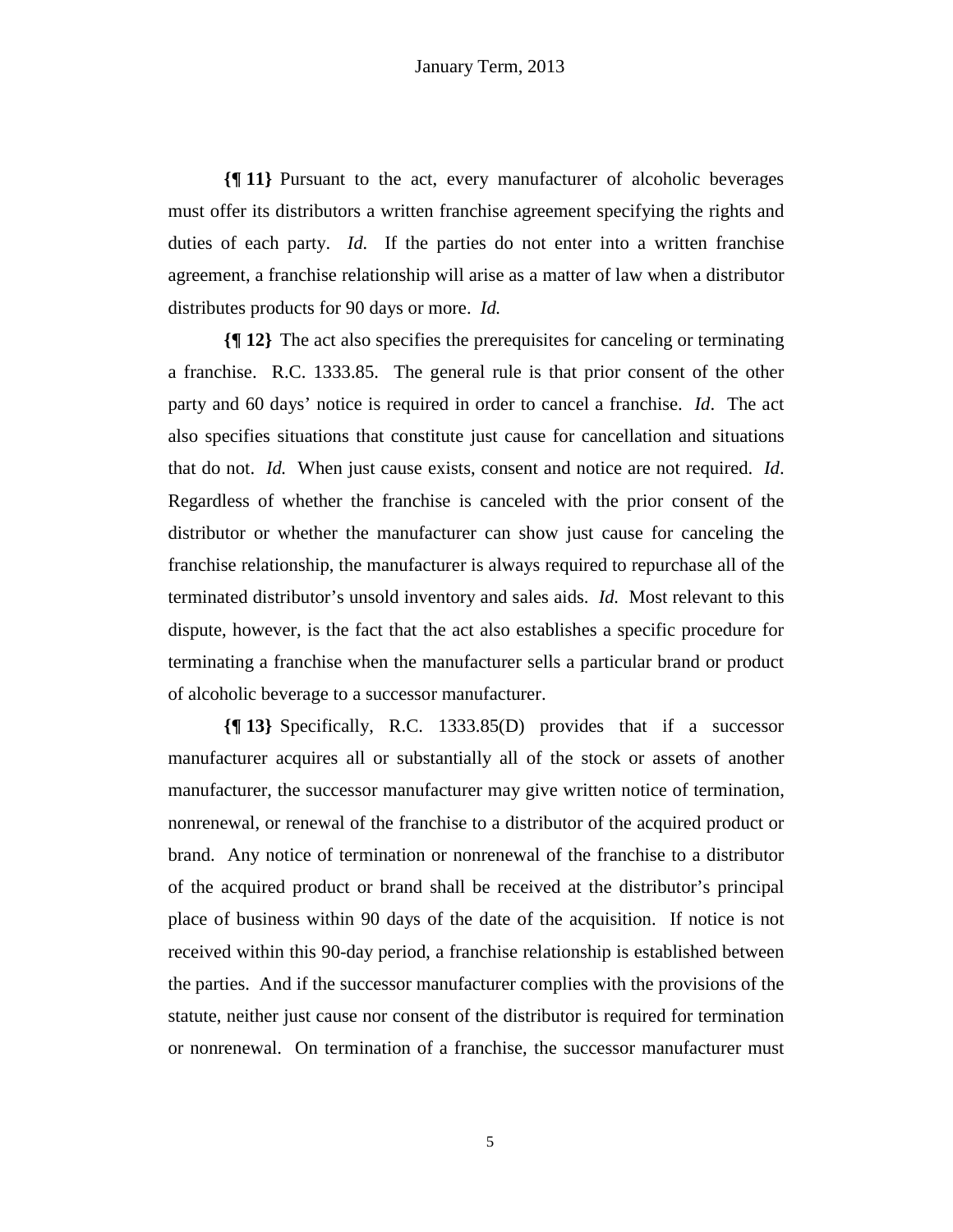**{¶ 11}** Pursuant to the act, every manufacturer of alcoholic beverages must offer its distributors a written franchise agreement specifying the rights and duties of each party. *Id.* If the parties do not enter into a written franchise agreement, a franchise relationship will arise as a matter of law when a distributor distributes products for 90 days or more. *Id.*

**{¶ 12}** The act also specifies the prerequisites for canceling or terminating a franchise. R.C. 1333.85. The general rule is that prior consent of the other party and 60 days' notice is required in order to cancel a franchise. *Id*. The act also specifies situations that constitute just cause for cancellation and situations that do not. *Id.* When just cause exists, consent and notice are not required. *Id*. Regardless of whether the franchise is canceled with the prior consent of the distributor or whether the manufacturer can show just cause for canceling the franchise relationship, the manufacturer is always required to repurchase all of the terminated distributor's unsold inventory and sales aids. *Id.* Most relevant to this dispute, however, is the fact that the act also establishes a specific procedure for terminating a franchise when the manufacturer sells a particular brand or product of alcoholic beverage to a successor manufacturer.

**{¶ 13}** Specifically, R.C. 1333.85(D) provides that if a successor manufacturer acquires all or substantially all of the stock or assets of another manufacturer, the successor manufacturer may give written notice of termination, nonrenewal, or renewal of the franchise to a distributor of the acquired product or brand. Any notice of termination or nonrenewal of the franchise to a distributor of the acquired product or brand shall be received at the distributor's principal place of business within 90 days of the date of the acquisition. If notice is not received within this 90-day period, a franchise relationship is established between the parties. And if the successor manufacturer complies with the provisions of the statute, neither just cause nor consent of the distributor is required for termination or nonrenewal. On termination of a franchise, the successor manufacturer must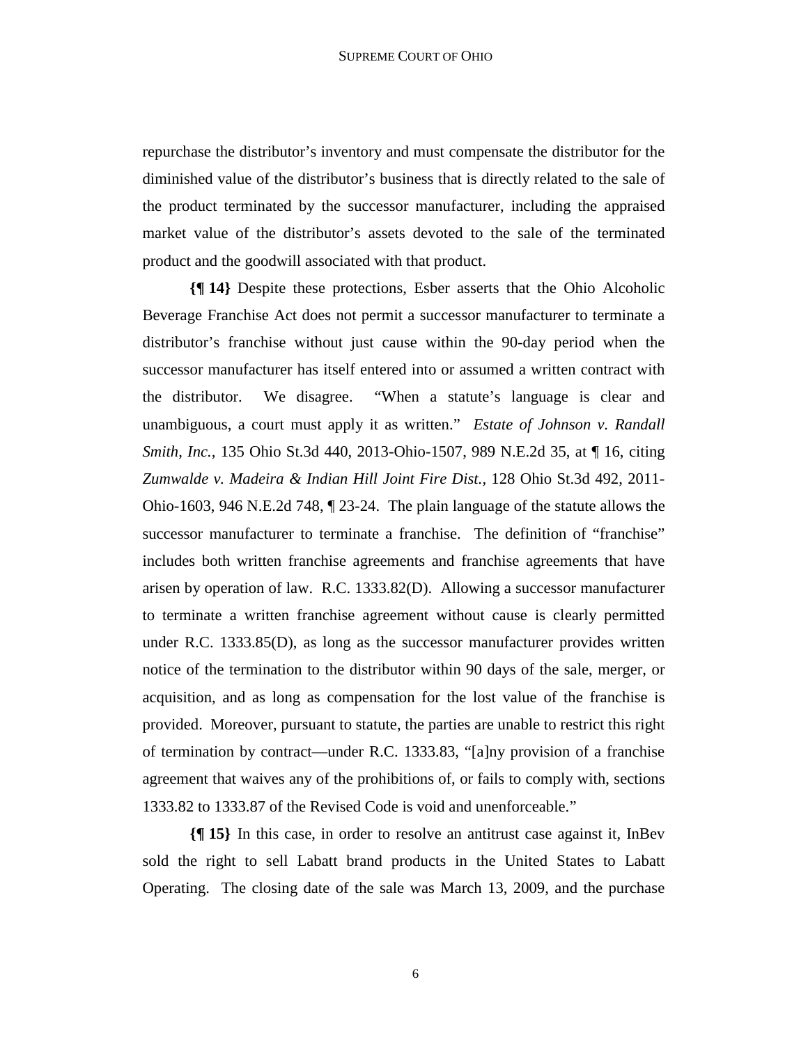repurchase the distributor's inventory and must compensate the distributor for the diminished value of the distributor's business that is directly related to the sale of the product terminated by the successor manufacturer, including the appraised market value of the distributor's assets devoted to the sale of the terminated product and the goodwill associated with that product.

**{¶ 14}** Despite these protections, Esber asserts that the Ohio Alcoholic Beverage Franchise Act does not permit a successor manufacturer to terminate a distributor's franchise without just cause within the 90-day period when the successor manufacturer has itself entered into or assumed a written contract with the distributor. We disagree. "When a statute's language is clear and unambiguous, a court must apply it as written." *Estate of Johnson v. Randall Smith, Inc.*, 135 Ohio St.3d 440, 2013-Ohio-1507, 989 N.E.2d 35, at ¶ 16, citing *Zumwalde v. Madeira & Indian Hill Joint Fire Dist.*, 128 Ohio St.3d 492, 2011-Ohio-1603, 946 N.E.2d 748, ¶ 23-24. The plain language of the statute allows the successor manufacturer to terminate a franchise. The definition of "franchise" includes both written franchise agreements and franchise agreements that have arisen by operation of law. R.C. 1333.82(D). Allowing a successor manufacturer to terminate a written franchise agreement without cause is clearly permitted under R.C. 1333.85(D), as long as the successor manufacturer provides written notice of the termination to the distributor within 90 days of the sale, merger, or acquisition, and as long as compensation for the lost value of the franchise is provided. Moreover, pursuant to statute, the parties are unable to restrict this right of termination by contract—under R.C. 1333.83, "[a]ny provision of a franchise agreement that waives any of the prohibitions of, or fails to comply with, sections 1333.82 to 1333.87 of the Revised Code is void and unenforceable."

**{¶ 15}** In this case, in order to resolve an antitrust case against it, InBev sold the right to sell Labatt brand products in the United States to Labatt Operating. The closing date of the sale was March 13, 2009, and the purchase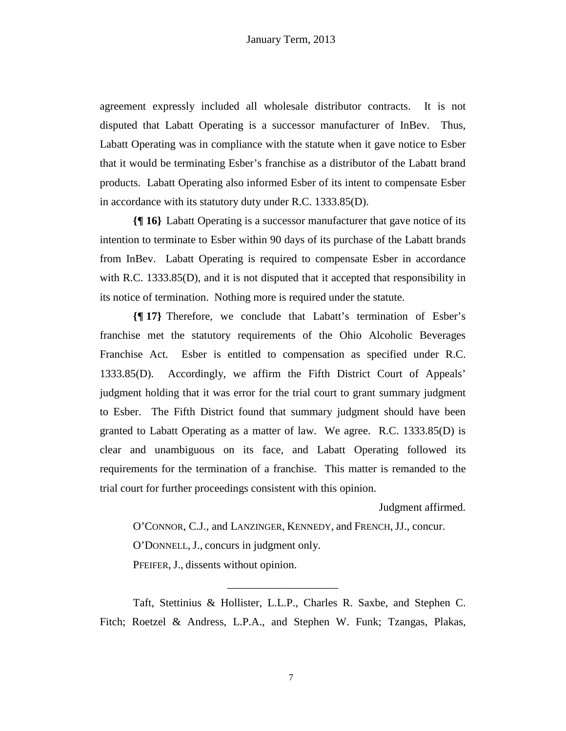agreement expressly included all wholesale distributor contracts. It is not disputed that Labatt Operating is a successor manufacturer of InBev. Thus, Labatt Operating was in compliance with the statute when it gave notice to Esber that it would be terminating Esber's franchise as a distributor of the Labatt brand products. Labatt Operating also informed Esber of its intent to compensate Esber in accordance with its statutory duty under R.C. 1333.85(D).

**{¶ 16}** Labatt Operating is a successor manufacturer that gave notice of its intention to terminate to Esber within 90 days of its purchase of the Labatt brands from InBev. Labatt Operating is required to compensate Esber in accordance with R.C. 1333.85(D), and it is not disputed that it accepted that responsibility in its notice of termination. Nothing more is required under the statute.

**{¶ 17}** Therefore, we conclude that Labatt's termination of Esber's franchise met the statutory requirements of the Ohio Alcoholic Beverages Franchise Act. Esber is entitled to compensation as specified under R.C. 1333.85(D). Accordingly, we affirm the Fifth District Court of Appeals' judgment holding that it was error for the trial court to grant summary judgment to Esber. The Fifth District found that summary judgment should have been granted to Labatt Operating as a matter of law. We agree. R.C. 1333.85(D) is clear and unambiguous on its face, and Labatt Operating followed its requirements for the termination of a franchise. This matter is remanded to the trial court for further proceedings consistent with this opinion.

Judgment affirmed.

O'CONNOR, C.J., and LANZINGER, KENNEDY, and FRENCH, JJ., concur.

O'DONNELL, J., concurs in judgment only.

PFEIFER, J., dissents without opinion.

---

Taft, Stettinius & Hollister, L.L.P., Charles R. Saxbe, and Stephen C. Fitch; Roetzel & Andress, L.P.A., and Stephen W. Funk; Tzangas, Plakas,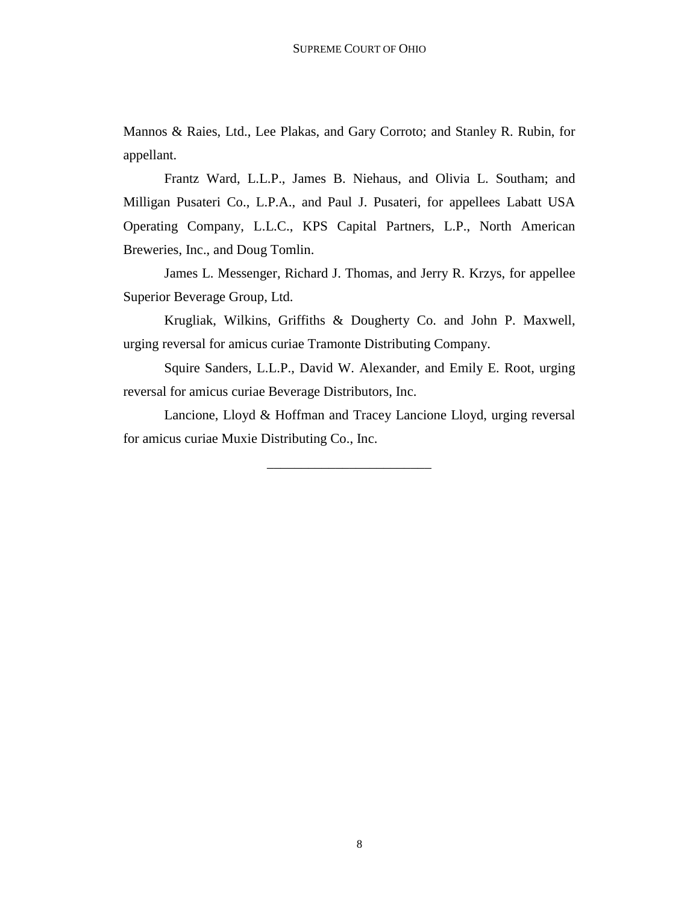Mannos & Raies, Ltd., Lee Plakas, and Gary Corroto; and Stanley R. Rubin, for appellant.

Frantz Ward, L.L.P., James B. Niehaus, and Olivia L. Southam; and Milligan Pusateri Co., L.P.A., and Paul J. Pusateri, for appellees Labatt USA Operating Company, L.L.C., KPS Capital Partners, L.P., North American Breweries, Inc., and Doug Tomlin.

James L. Messenger, Richard J. Thomas, and Jerry R. Krzys, for appellee Superior Beverage Group, Ltd.

Krugliak, Wilkins, Griffiths & Dougherty Co. and John P. Maxwell, urging reversal for amicus curiae Tramonte Distributing Company.

Squire Sanders, L.L.P., David W. Alexander, and Emily E. Root, urging reversal for amicus curiae Beverage Distributors, Inc.

Lancione, Lloyd & Hoffman and Tracey Lancione Lloyd, urging reversal for amicus curiae Muxie Distributing Co., Inc.

________________________